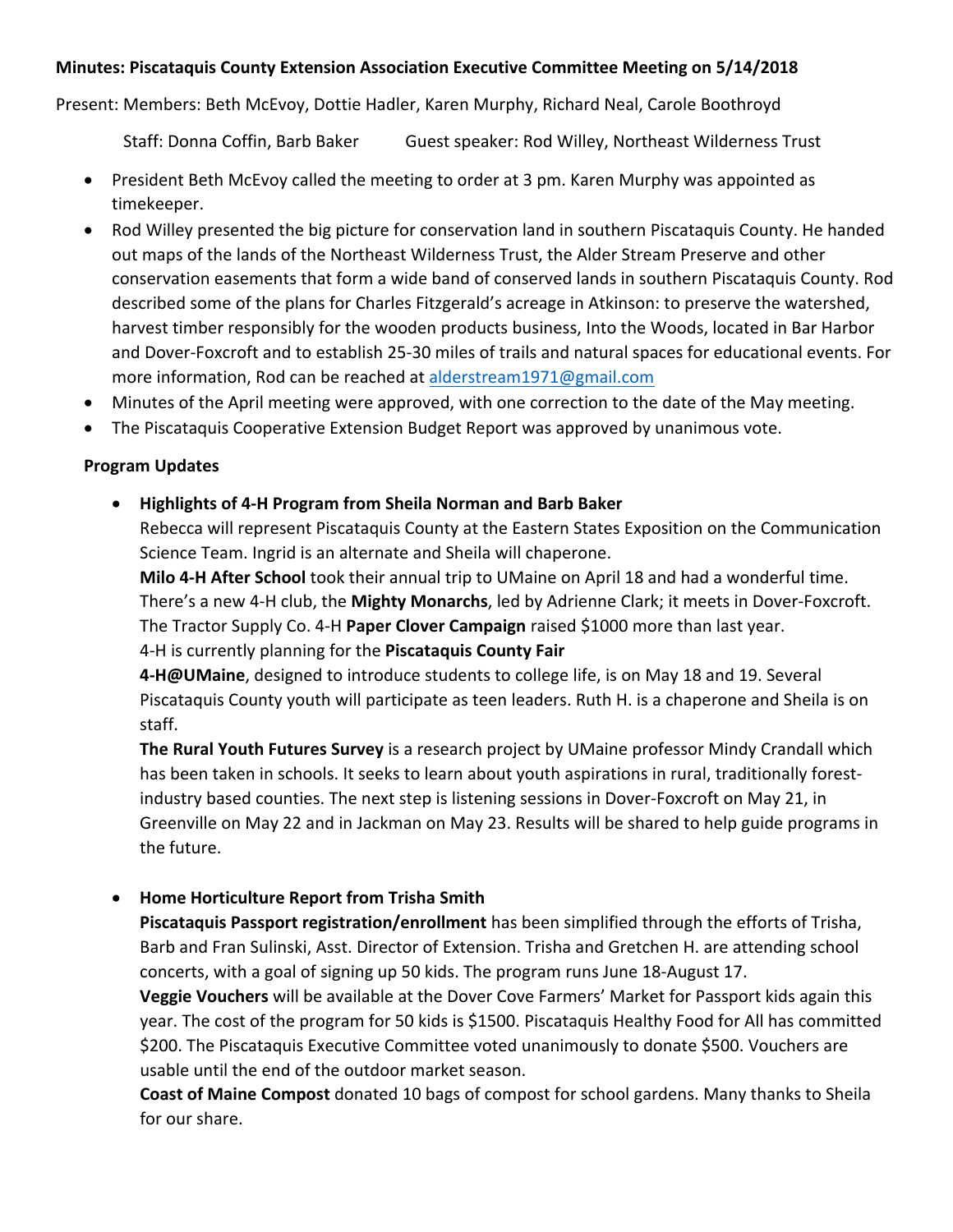**Minutes: Piscataquis County Extension Association Executive Committee Meeting on 5/14/2018**

Present: Members: Beth McEvoy, Dottie Hadler, Karen Murphy, Richard Neal, Carole Boothroyd

Staff: Donna Coffin, Barb Baker Guest speaker: Rod Willey, Northeast Wilderness Trust

- President Beth McEvoy called the meeting to order at 3 pm. Karen Murphy was appointed as timekeeper.
- Rod Willey presented the big picture for conservation land in southern Piscataquis County. He handed out maps of the lands of the Northeast Wilderness Trust, the Alder Stream Preserve and other conservation easements that form a wide band of conserved lands in southern Piscataquis County. Rod described some of the plans for Charles Fitzgerald's acreage in Atkinson: to preserve the watershed, harvest timber responsibly for the wooden products business, Into the Woods, located in Bar Harbor and Dover-Foxcroft and to establish 25-30 miles of trails and natural spaces for educational events. For more information, Rod can be reached at alderstream1971@gmail.com
- Minutes of the April meeting were approved, with one correction to the date of the May meeting.
- The Piscataquis Cooperative Extension Budget Report was approved by unanimous vote.

**Program Updates**

- **Highlights of 4-H Program from Sheila Norman and Barb Baker**
  Rebecca will represent Piscataquis County at the Eastern States Exposition on the Communication Science Team. Ingrid is an alternate and Sheila will chaperone.
  **Milo 4-H After School** took their annual trip to UMaine on April 18 and had a wonderful time.
  There's a new 4-H club, the **Mighty Monarchs**, led by Adrienne Clark; it meets in Dover-Foxcroft.
  The Tractor Supply Co. 4-H **Paper Clover Campaign** raised $1000 more than last year.
  4-H is currently planning for the **Piscataquis County Fair**
  **4-H@UMaine**, designed to introduce students to college life, is on May 18 and 19. Several Piscataquis County youth will participate as teen leaders. Ruth H. is a chaperone and Sheila is on staff.
  **The Rural Youth Futures Survey** is a research project by UMaine professor Mindy Crandall which has been taken in schools. It seeks to learn about youth aspirations in rural, traditionally forest-industry based counties. The next step is listening sessions in Dover-Foxcroft on May 21, in Greenville on May 22 and in Jackman on May 23. Results will be shared to help guide programs in the future.

- **Home Horticulture Report from Trisha Smith**
  **Piscataquis Passport registration/enrollment** has been simplified through the efforts of Trisha, Barb and Fran Sulinski, Asst. Director of Extension. Trisha and Gretchen H. are attending school concerts, with a goal of signing up 50 kids. The program runs June 18-August 17.
  **Veggie Vouchers** will be available at the Dover Cove Farmers' Market for Passport kids again this year. The cost of the program for 50 kids is $1500. Piscataquis Healthy Food for All has committed $200. The Piscataquis Executive Committee voted unanimously to donate $500. Vouchers are usable until the end of the outdoor market season.
  **Coast of Maine Compost** donated 10 bags of compost for school gardens. Many thanks to Sheila for our share.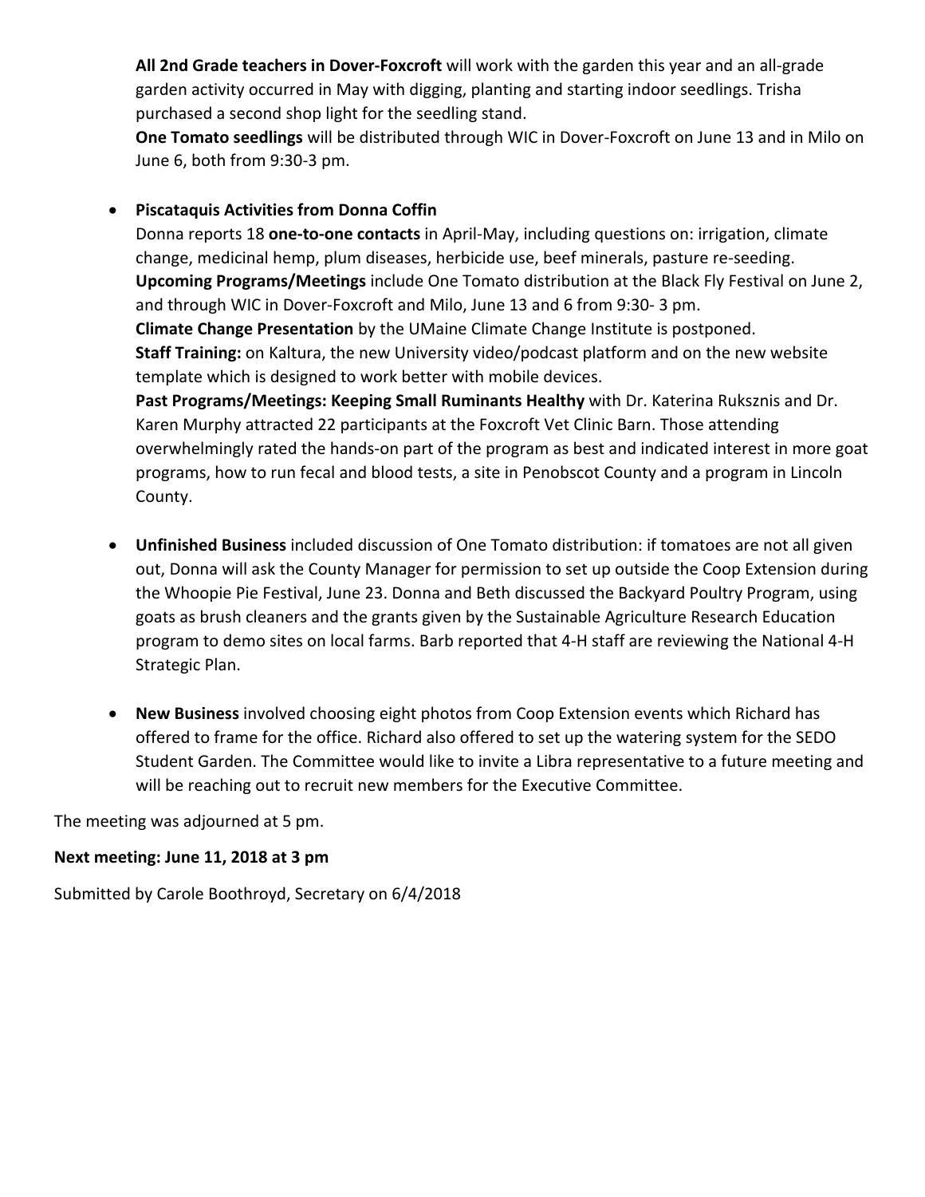**All 2nd Grade teachers in Dover-Foxcroft** will work with the garden this year and an all-grade garden activity occurred in May with digging, planting and starting indoor seedlings. Trisha purchased a second shop light for the seedling stand.
**One Tomato seedlings** will be distributed through WIC in Dover-Foxcroft on June 13 and in Milo on June 6, both from 9:30-3 pm.

- **Piscataquis Activities from Donna Coffin**
  Donna reports 18 **one-to-one contacts** in April-May, including questions on: irrigation, climate change, medicinal hemp, plum diseases, herbicide use, beef minerals, pasture re-seeding.
  **Upcoming Programs/Meetings** include One Tomato distribution at the Black Fly Festival on June 2, and through WIC in Dover-Foxcroft and Milo, June 13 and 6 from 9:30- 3 pm.
  **Climate Change Presentation** by the UMaine Climate Change Institute is postponed.
  **Staff Training:** on Kaltura, the new University video/podcast platform and on the new website template which is designed to work better with mobile devices.
  **Past Programs/Meetings: Keeping Small Ruminants Healthy** with Dr. Katerina Ruksznis and Dr. Karen Murphy attracted 22 participants at the Foxcroft Vet Clinic Barn. Those attending overwhelmingly rated the hands-on part of the program as best and indicated interest in more goat programs, how to run fecal and blood tests, a site in Penobscot County and a program in Lincoln County.

- **Unfinished Business** included discussion of One Tomato distribution: if tomatoes are not all given out, Donna will ask the County Manager for permission to set up outside the Coop Extension during the Whoopie Pie Festival, June 23. Donna and Beth discussed the Backyard Poultry Program, using goats as brush cleaners and the grants given by the Sustainable Agriculture Research Education program to demo sites on local farms. Barb reported that 4-H staff are reviewing the National 4-H Strategic Plan.

- **New Business** involved choosing eight photos from Coop Extension events which Richard has offered to frame for the office. Richard also offered to set up the watering system for the SEDO Student Garden. The Committee would like to invite a Libra representative to a future meeting and will be reaching out to recruit new members for the Executive Committee.

The meeting was adjourned at 5 pm.

**Next meeting: June 11, 2018 at 3 pm**

Submitted by Carole Boothroyd, Secretary on 6/4/2018